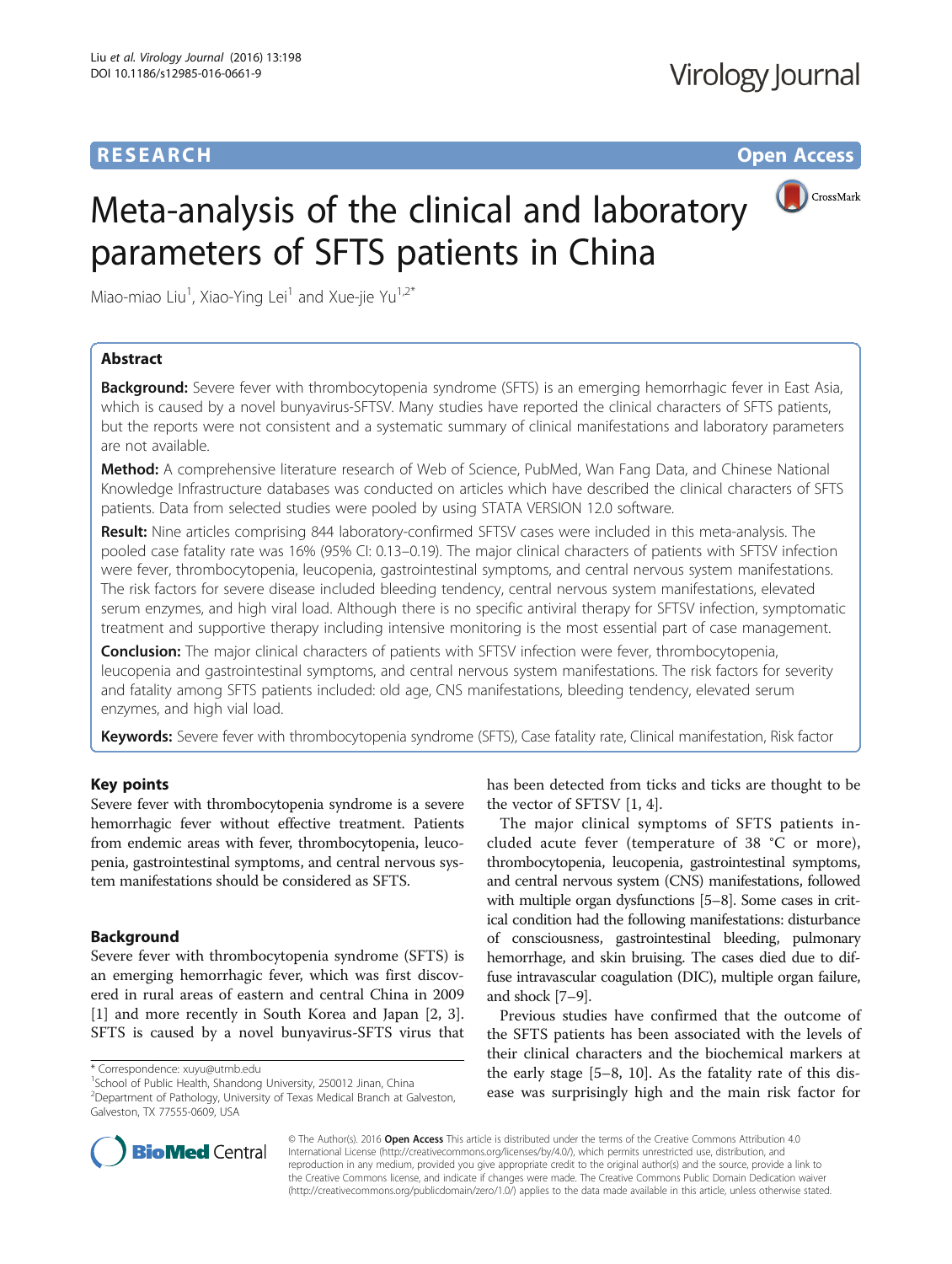**RESEARCH** **Open Access**

# Meta-analysis of the clinical and laboratory parameters of SFTS patients in China

Miao-miao Liu[1], Xiao-Ying Lei[1] and Xue-jie Yu[1,2*]

## Abstract

**Background:** Severe fever with thrombocytopenia syndrome (SFTS) is an emerging hemorrhagic fever in East Asia, which is caused by a novel bunyavirus-SFTSV. Many studies have reported the clinical characters of SFTS patients, but the reports were not consistent and a systematic summary of clinical manifestations and laboratory parameters are not available.

**Method:** A comprehensive literature research of Web of Science, PubMed, Wan Fang Data, and Chinese National Knowledge Infrastructure databases was conducted on articles which have described the clinical characters of SFTS patients. Data from selected studies were pooled by using STATA VERSION 12.0 software.

**Result:** Nine articles comprising 844 laboratory-confirmed SFTSV cases were included in this meta-analysis. The pooled case fatality rate was 16% (95% CI: 0.13–0.19). The major clinical characters of patients with SFTSV infection were fever, thrombocytopenia, leucopenia, gastrointestinal symptoms, and central nervous system manifestations. The risk factors for severe disease included bleeding tendency, central nervous system manifestations, elevated serum enzymes, and high viral load. Although there is no specific antiviral therapy for SFTSV infection, symptomatic treatment and supportive therapy including intensive monitoring is the most essential part of case management.

**Conclusion:** The major clinical characters of patients with SFTSV infection were fever, thrombocytopenia, leucopenia and gastrointestinal symptoms, and central nervous system manifestations. The risk factors for severity and fatality among SFTS patients included: old age, CNS manifestations, bleeding tendency, elevated serum enzymes, and high vial load.

**Keywords:** Severe fever with thrombocytopenia syndrome (SFTS), Case fatality rate, Clinical manifestation, Risk factor

## Key points

Severe fever with thrombocytopenia syndrome is a severe hemorrhagic fever without effective treatment. Patients from endemic areas with fever, thrombocytopenia, leucopenia, gastrointestinal symptoms, and central nervous system manifestations should be considered as SFTS.

## Background

Severe fever with thrombocytopenia syndrome (SFTS) is an emerging hemorrhagic fever, which was first discovered in rural areas of eastern and central China in 2009 [1] and more recently in South Korea and Japan [2, 3]. SFTS is caused by a novel bunyavirus-SFTS virus that has been detected from ticks and ticks are thought to be the vector of SFTSV [1, 4].

The major clinical symptoms of SFTS patients included acute fever (temperature of 38 °C or more), thrombocytopenia, leucopenia, gastrointestinal symptoms, and central nervous system (CNS) manifestations, followed with multiple organ dysfunctions [5–8]. Some cases in critical condition had the following manifestations: disturbance of consciousness, gastrointestinal bleeding, pulmonary hemorrhage, and skin bruising. The cases died due to diffuse intravascular coagulation (DIC), multiple organ failure, and shock [7–9].

Previous studies have confirmed that the outcome of the SFTS patients has been associated with the levels of their clinical characters and the biochemical markers at the early stage [5–8, 10]. As the fatality rate of this disease was surprisingly high and the main risk factor for

\* Correspondence: xuyu@utmb.edu
[1]School of Public Health, Shandong University, 250012 Jinan, China
[2]Department of Pathology, University of Texas Medical Branch at Galveston, Galveston, TX 77555-0609, USA

© The Author(s). 2016 **Open Access** This article is distributed under the terms of the Creative Commons Attribution 4.0 International License (http://creativecommons.org/licenses/by/4.0/), which permits unrestricted use, distribution, and reproduction in any medium, provided you give appropriate credit to the original author(s) and the source, provide a link to the Creative Commons license, and indicate if changes were made. The Creative Commons Public Domain Dedication waiver (http://creativecommons.org/publicdomain/zero/1.0/) applies to the data made available in this article, unless otherwise stated.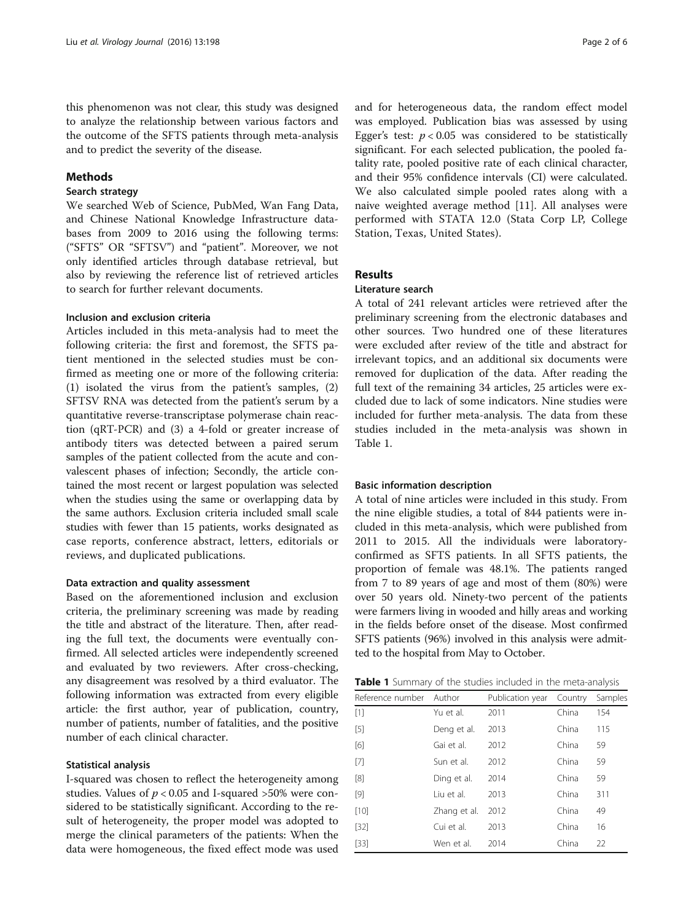this phenomenon was not clear, this study was designed to analyze the relationship between various factors and the outcome of the SFTS patients through meta-analysis and to predict the severity of the disease.

## Methods

### Search strategy

We searched Web of Science, PubMed, Wan Fang Data, and Chinese National Knowledge Infrastructure databases from 2009 to 2016 using the following terms: ("SFTS" OR "SFTSV") and "patient". Moreover, we not only identified articles through database retrieval, but also by reviewing the reference list of retrieved articles to search for further relevant documents.

### Inclusion and exclusion criteria

Articles included in this meta-analysis had to meet the following criteria: the first and foremost, the SFTS patient mentioned in the selected studies must be confirmed as meeting one or more of the following criteria: (1) isolated the virus from the patient's samples, (2) SFTSV RNA was detected from the patient's serum by a quantitative reverse-transcriptase polymerase chain reaction (qRT-PCR) and (3) a 4-fold or greater increase of antibody titers was detected between a paired serum samples of the patient collected from the acute and convalescent phases of infection; Secondly, the article contained the most recent or largest population was selected when the studies using the same or overlapping data by the same authors. Exclusion criteria included small scale studies with fewer than 15 patients, works designated as case reports, conference abstract, letters, editorials or reviews, and duplicated publications.

### Data extraction and quality assessment

Based on the aforementioned inclusion and exclusion criteria, the preliminary screening was made by reading the title and abstract of the literature. Then, after reading the full text, the documents were eventually confirmed. All selected articles were independently screened and evaluated by two reviewers. After cross-checking, any disagreement was resolved by a third evaluator. The following information was extracted from every eligible article: the first author, year of publication, country, number of patients, number of fatalities, and the positive number of each clinical character.

### Statistical analysis

I-squared was chosen to reflect the heterogeneity among studies. Values of $p < 0.05$ and I-squared >50% were considered to be statistically significant. According to the result of heterogeneity, the proper model was adopted to merge the clinical parameters of the patients: When the data were homogeneous, the fixed effect mode was used and for heterogeneous data, the random effect model was employed. Publication bias was assessed by using Egger's test: $p < 0.05$ was considered to be statistically significant. For each selected publication, the pooled fatality rate, pooled positive rate of each clinical character, and their 95% confidence intervals (CI) were calculated. We also calculated simple pooled rates along with a naive weighted average method [11]. All analyses were performed with STATA 12.0 (Stata Corp LP, College Station, Texas, United States).

## Results

### Literature search

A total of 241 relevant articles were retrieved after the preliminary screening from the electronic databases and other sources. Two hundred one of these literatures were excluded after review of the title and abstract for irrelevant topics, and an additional six documents were removed for duplication of the data. After reading the full text of the remaining 34 articles, 25 articles were excluded due to lack of some indicators. Nine studies were included for further meta-analysis. The data from these studies included in the meta-analysis was shown in Table 1.

### Basic information description

A total of nine articles were included in this study. From the nine eligible studies, a total of 844 patients were included in this meta-analysis, which were published from 2011 to 2015. All the individuals were laboratory-confirmed as SFTS patients. In all SFTS patients, the proportion of female was 48.1%. The patients ranged from 7 to 89 years of age and most of them (80%) were over 50 years old. Ninety-two percent of the patients were farmers living in wooded and hilly areas and working in the fields before onset of the disease. Most confirmed SFTS patients (96%) involved in this analysis were admitted to the hospital from May to October.

**Table 1** Summary of the studies included in the meta-analysis

| Reference number | Author | Publication year | Country | Samples |
|---|---|---|---|---|
| [1] | Yu et al. | 2011 | China | 154 |
| [5] | Deng et al. | 2013 | China | 115 |
| [6] | Gai et al. | 2012 | China | 59 |
| [7] | Sun et al. | 2012 | China | 59 |
| [8] | Ding et al. | 2014 | China | 59 |
| [9] | Liu et al. | 2013 | China | 311 |
| [10] | Zhang et al. | 2012 | China | 49 |
| [32] | Cui et al. | 2013 | China | 16 |
| [33] | Wen et al. | 2014 | China | 22 |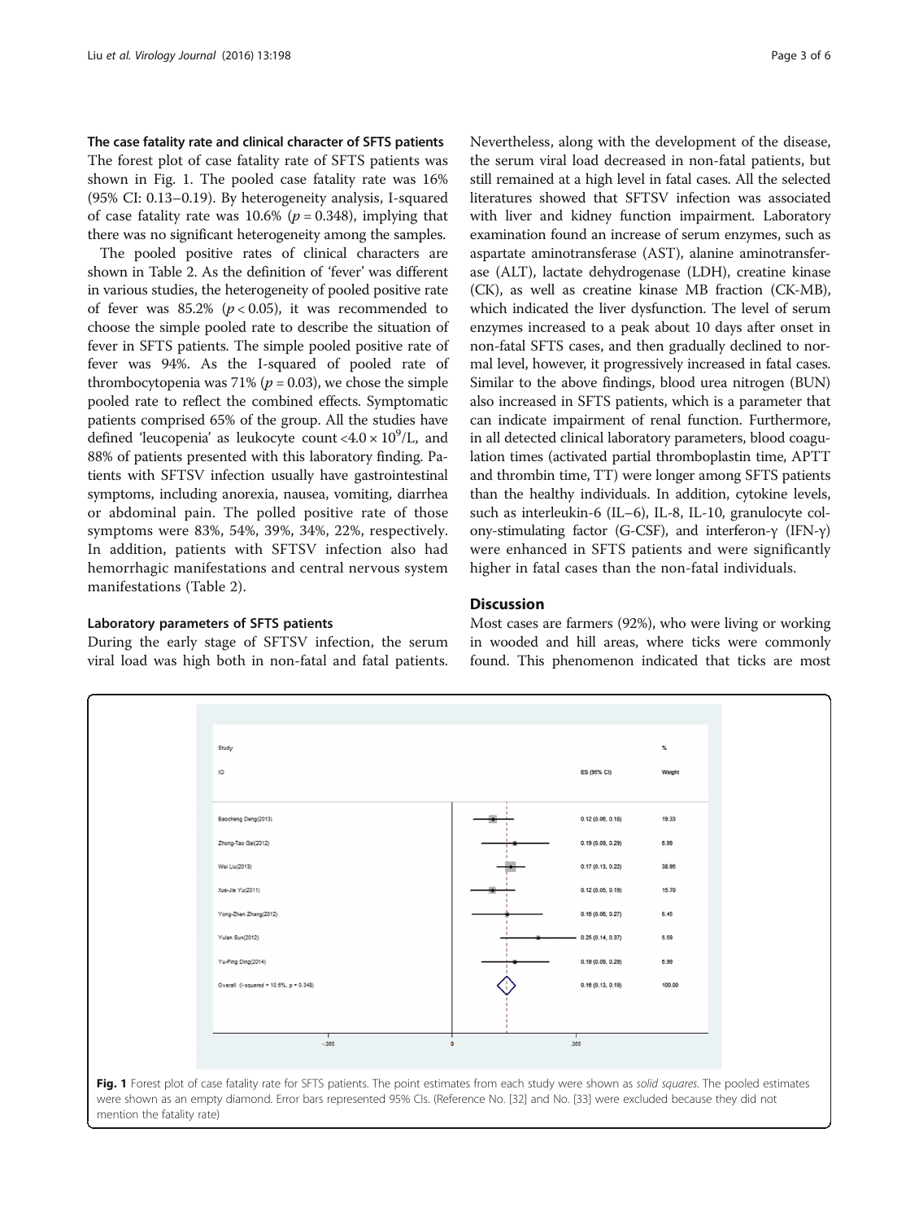### The case fatality rate and clinical character of SFTS patients

The forest plot of case fatality rate of SFTS patients was shown in Fig. 1. The pooled case fatality rate was 16% (95% CI: 0.13–0.19). By heterogeneity analysis, I-squared of case fatality rate was 10.6% ($p = 0.348$), implying that there was no significant heterogeneity among the samples.

The pooled positive rates of clinical characters are shown in Table 2. As the definition of 'fever' was different in various studies, the heterogeneity of pooled positive rate of fever was 85.2% ($p < 0.05$), it was recommended to choose the simple pooled rate to describe the situation of fever in SFTS patients. The simple pooled positive rate of fever was 94%. As the I-squared of pooled rate of thrombocytopenia was 71% ($p = 0.03$), we chose the simple pooled rate to reflect the combined effects. Symptomatic patients comprised 65% of the group. All the studies have defined 'leucopenia' as leukocyte count $<4.0 \times 10^9$/L, and 88% of patients presented with this laboratory finding. Patients with SFTSV infection usually have gastrointestinal symptoms, including anorexia, nausea, vomiting, diarrhea or abdominal pain. The polled positive rate of those symptoms were 83%, 54%, 39%, 34%, 22%, respectively. In addition, patients with SFTSV infection also had hemorrhagic manifestations and central nervous system manifestations (Table 2).

### Laboratory parameters of SFTS patients

During the early stage of SFTSV infection, the serum viral load was high both in non-fatal and fatal patients. Nevertheless, along with the development of the disease, the serum viral load decreased in non-fatal patients, but still remained at a high level in fatal cases. All the selected literatures showed that SFTSV infection was associated with liver and kidney function impairment. Laboratory examination found an increase of serum enzymes, such as aspartate aminotransferase (AST), alanine aminotransferase (ALT), lactate dehydrogenase (LDH), creatine kinase (CK), as well as creatine kinase MB fraction (CK-MB), which indicated the liver dysfunction. The level of serum enzymes increased to a peak about 10 days after onset in non-fatal SFTS cases, and then gradually declined to normal level, however, it progressively increased in fatal cases. Similar to the above findings, blood urea nitrogen (BUN) also increased in SFTS patients, which is a parameter that can indicate impairment of renal function. Furthermore, in all detected clinical laboratory parameters, blood coagulation times (activated partial thromboplastin time, APTT and thrombin time, TT) were longer among SFTS patients than the healthy individuals. In addition, cytokine levels, such as interleukin-6 (IL–6), IL-8, IL-10, granulocyte colony-stimulating factor (G-CSF), and interferon-γ (IFN-γ) were enhanced in SFTS patients and were significantly higher in fatal cases than the non-fatal individuals.

## Discussion

Most cases are farmers (92%), who were living or working in wooded and hill areas, where ticks were commonly found. This phenomenon indicated that ticks are most

| Study ID | ES (95% CI) | % Weight |
|---|---|---|
| Baocheng Deng(2013) | 0.12 (0.06, 0.18) | 19.33 |
| Zhong-Tao Gai(2012) | 0.19 (0.09, 0.29) | 6.99 |
| Wei Liu(2013) | 0.17 (0.13, 0.22) | 38.95 |
| Xue-Jie Yu(2011) | 0.12 (0.05, 0.19) | 15.70 |
| Yong-Zhen Zhang(2012) | 0.16 (0.06, 0.27) | 6.45 |
| Yulan Sun(2012) | 0.25 (0.14, 0.37) | 5.59 |
| Yu-Ping Ding(2014) | 0.19 (0.09, 0.29) | 6.99 |
| Overall (I-squared = 10.6%, p = 0.348) | 0.16 (0.13, 0.19) | 100.00 |

**Fig. 1** Forest plot of case fatality rate for SFTS patients. The point estimates from each study were shown as *solid squares*. The pooled estimates were shown as an empty diamond. Error bars represented 95% CIs. (Reference No. [32] and No. [33] were excluded because they did not mention the fatality rate)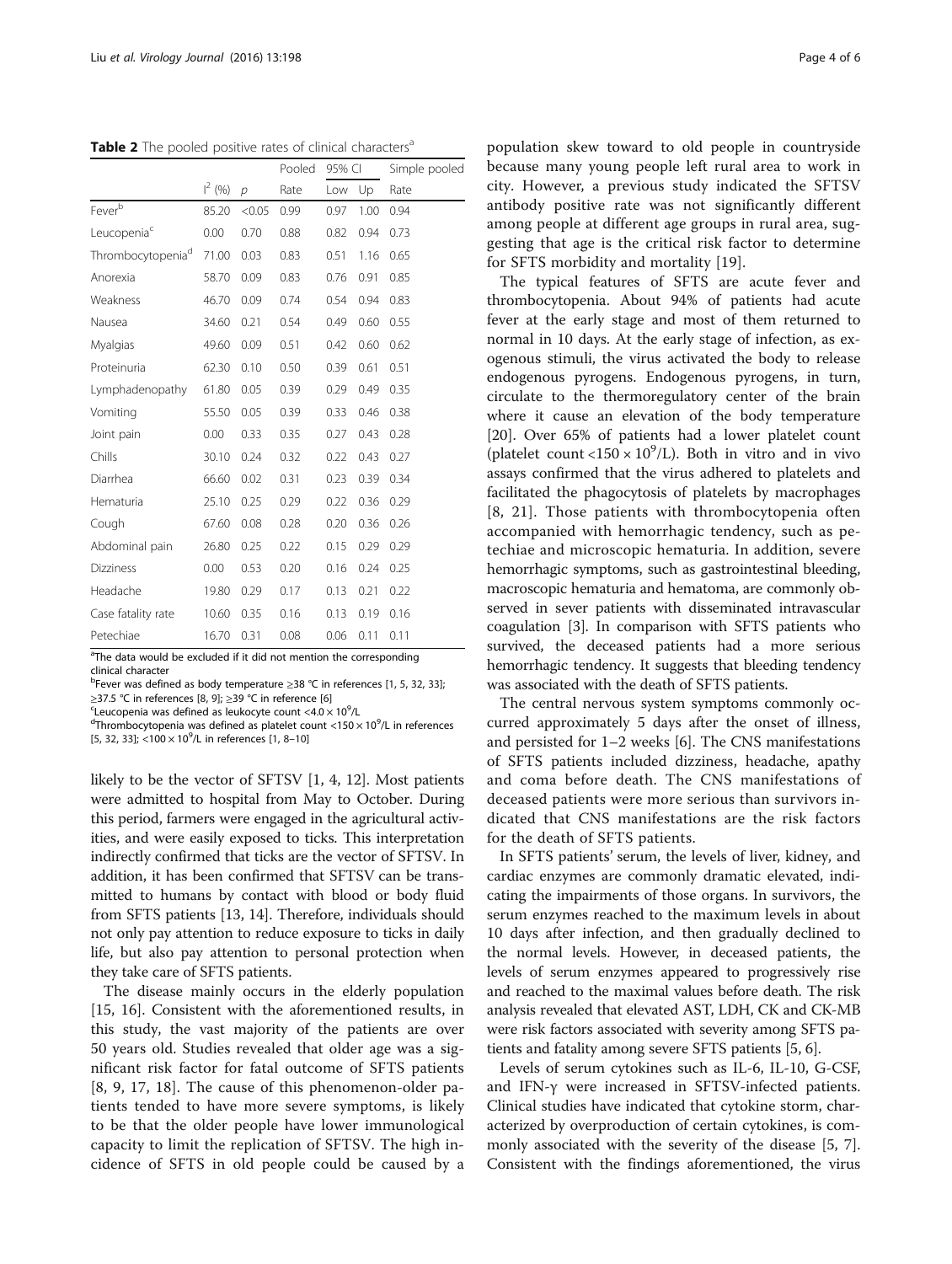**Table 2** The pooled positive rates of clinical characters[a]

| | $I^2$ (%) | $p$ | Pooled Rate | 95% CI Low | 95% CI Up | Simple pooled Rate |
|---|---|---|---|---|---|---|
| Fever[b] | 85.20 | <0.05 | 0.99 | 0.97 | 1.00 | 0.94 |
| Leucopenia[c] | 0.00 | 0.70 | 0.88 | 0.82 | 0.94 | 0.73 |
| Thrombocytopenia[d] | 71.00 | 0.03 | 0.83 | 0.51 | 1.16 | 0.65 |
| Anorexia | 58.70 | 0.09 | 0.83 | 0.76 | 0.91 | 0.85 |
| Weakness | 46.70 | 0.09 | 0.74 | 0.54 | 0.94 | 0.83 |
| Nausea | 34.60 | 0.21 | 0.54 | 0.49 | 0.60 | 0.55 |
| Myalgias | 49.60 | 0.09 | 0.51 | 0.42 | 0.60 | 0.62 |
| Proteinuria | 62.30 | 0.10 | 0.50 | 0.39 | 0.61 | 0.51 |
| Lymphadenopathy | 61.80 | 0.05 | 0.39 | 0.29 | 0.49 | 0.35 |
| Vomiting | 55.50 | 0.05 | 0.39 | 0.33 | 0.46 | 0.38 |
| Joint pain | 0.00 | 0.33 | 0.35 | 0.27 | 0.43 | 0.28 |
| Chills | 30.10 | 0.24 | 0.32 | 0.22 | 0.43 | 0.27 |
| Diarrhea | 66.60 | 0.02 | 0.31 | 0.23 | 0.39 | 0.34 |
| Hematuria | 25.10 | 0.25 | 0.29 | 0.22 | 0.36 | 0.29 |
| Cough | 67.60 | 0.08 | 0.28 | 0.20 | 0.36 | 0.26 |
| Abdominal pain | 26.80 | 0.25 | 0.22 | 0.15 | 0.29 | 0.29 |
| Dizziness | 0.00 | 0.53 | 0.20 | 0.16 | 0.24 | 0.25 |
| Headache | 19.80 | 0.29 | 0.17 | 0.13 | 0.21 | 0.22 |
| Case fatality rate | 10.60 | 0.35 | 0.16 | 0.13 | 0.19 | 0.16 |
| Petechiae | 16.70 | 0.31 | 0.08 | 0.06 | 0.11 | 0.11 |

[a]The data would be excluded if it did not mention the corresponding clinical character
[b]Fever was defined as body temperature ≥38 °C in references [1, 5, 32, 33]; ≥37.5 °C in references [8, 9]; ≥39 °C in reference [6]
[c]Leucopenia was defined as leukocyte count $<4.0 \times 10^9$/L
[d]Thrombocytopenia was defined as platelet count $<150 \times 10^9$/L in references [5, 32, 33]; $<100 \times 10^9$/L in references [1, 8–10]

likely to be the vector of SFTSV [1, 4, 12]. Most patients were admitted to hospital from May to October. During this period, farmers were engaged in the agricultural activities, and were easily exposed to ticks. This interpretation indirectly confirmed that ticks are the vector of SFTSV. In addition, it has been confirmed that SFTSV can be transmitted to humans by contact with blood or body fluid from SFTS patients [13, 14]. Therefore, individuals should not only pay attention to reduce exposure to ticks in daily life, but also pay attention to personal protection when they take care of SFTS patients.

The disease mainly occurs in the elderly population [15, 16]. Consistent with the aforementioned results, in this study, the vast majority of the patients are over 50 years old. Studies revealed that older age was a significant risk factor for fatal outcome of SFTS patients [8, 9, 17, 18]. The cause of this phenomenon-older patients tended to have more severe symptoms, is likely to be that the older people have lower immunological capacity to limit the replication of SFTSV. The high incidence of SFTS in old people could be caused by a population skew toward to old people in countryside because many young people left rural area to work in city. However, a previous study indicated the SFTSV antibody positive rate was not significantly different among people at different age groups in rural area, suggesting that age is the critical risk factor to determine for SFTS morbidity and mortality [19].

The typical features of SFTS are acute fever and thrombocytopenia. About 94% of patients had acute fever at the early stage and most of them returned to normal in 10 days. At the early stage of infection, as exogenous stimuli, the virus activated the body to release endogenous pyrogens. Endogenous pyrogens, in turn, circulate to the thermoregulatory center of the brain where it cause an elevation of the body temperature [20]. Over 65% of patients had a lower platelet count (platelet count $<150 \times 10^9$/L). Both in vitro and in vivo assays confirmed that the virus adhered to platelets and facilitated the phagocytosis of platelets by macrophages [8, 21]. Those patients with thrombocytopenia often accompanied with hemorrhagic tendency, such as petechiae and microscopic hematuria. In addition, severe hemorrhagic symptoms, such as gastrointestinal bleeding, macroscopic hematuria and hematoma, are commonly observed in sever patients with disseminated intravascular coagulation [3]. In comparison with SFTS patients who survived, the deceased patients had a more serious hemorrhagic tendency. It suggests that bleeding tendency was associated with the death of SFTS patients.

The central nervous system symptoms commonly occurred approximately 5 days after the onset of illness, and persisted for 1–2 weeks [6]. The CNS manifestations of SFTS patients included dizziness, headache, apathy and coma before death. The CNS manifestations of deceased patients were more serious than survivors indicated that CNS manifestations are the risk factors for the death of SFTS patients.

In SFTS patients' serum, the levels of liver, kidney, and cardiac enzymes are commonly dramatic elevated, indicating the impairments of those organs. In survivors, the serum enzymes reached to the maximum levels in about 10 days after infection, and then gradually declined to the normal levels. However, in deceased patients, the levels of serum enzymes appeared to progressively rise and reached to the maximal values before death. The risk analysis revealed that elevated AST, LDH, CK and CK-MB were risk factors associated with severity among SFTS patients and fatality among severe SFTS patients [5, 6].

Levels of serum cytokines such as IL-6, IL-10, G-CSF, and IFN-γ were increased in SFTSV-infected patients. Clinical studies have indicated that cytokine storm, characterized by overproduction of certain cytokines, is commonly associated with the severity of the disease [5, 7]. Consistent with the findings aforementioned, the virus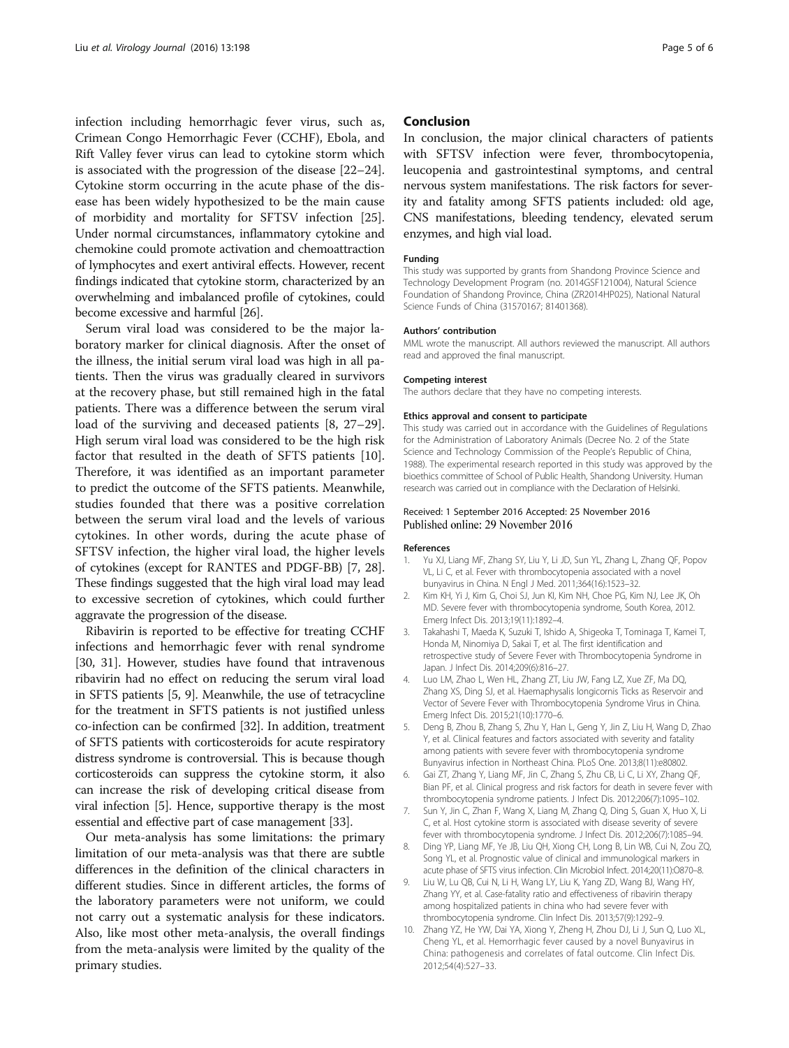infection including hemorrhagic fever virus, such as, Crimean Congo Hemorrhagic Fever (CCHF), Ebola, and Rift Valley fever virus can lead to cytokine storm which is associated with the progression of the disease [22–24]. Cytokine storm occurring in the acute phase of the disease has been widely hypothesized to be the main cause of morbidity and mortality for SFTSV infection [25]. Under normal circumstances, inflammatory cytokine and chemokine could promote activation and chemoattraction of lymphocytes and exert antiviral effects. However, recent findings indicated that cytokine storm, characterized by an overwhelming and imbalanced profile of cytokines, could become excessive and harmful [26].

Serum viral load was considered to be the major laboratory marker for clinical diagnosis. After the onset of the illness, the initial serum viral load was high in all patients. Then the virus was gradually cleared in survivors at the recovery phase, but still remained high in the fatal patients. There was a difference between the serum viral load of the surviving and deceased patients [8, 27–29]. High serum viral load was considered to be the high risk factor that resulted in the death of SFTS patients [10]. Therefore, it was identified as an important parameter to predict the outcome of the SFTS patients. Meanwhile, studies founded that there was a positive correlation between the serum viral load and the levels of various cytokines. In other words, during the acute phase of SFTSV infection, the higher viral load, the higher levels of cytokines (except for RANTES and PDGF-BB) [7, 28]. These findings suggested that the high viral load may lead to excessive secretion of cytokines, which could further aggravate the progression of the disease.

Ribavirin is reported to be effective for treating CCHF infections and hemorrhagic fever with renal syndrome [30, 31]. However, studies have found that intravenous ribavirin had no effect on reducing the serum viral load in SFTS patients [5, 9]. Meanwhile, the use of tetracycline for the treatment in SFTS patients is not justified unless co-infection can be confirmed [32]. In addition, treatment of SFTS patients with corticosteroids for acute respiratory distress syndrome is controversial. This is because though corticosteroids can suppress the cytokine storm, it also can increase the risk of developing critical disease from viral infection [5]. Hence, supportive therapy is the most essential and effective part of case management [33].

Our meta-analysis has some limitations: the primary limitation of our meta-analysis was that there are subtle differences in the definition of the clinical characters in different studies. Since in different articles, the forms of the laboratory parameters were not uniform, we could not carry out a systematic analysis for these indicators. Also, like most other meta-analysis, the overall findings from the meta-analysis were limited by the quality of the primary studies.

## Conclusion

In conclusion, the major clinical characters of patients with SFTSV infection were fever, thrombocytopenia, leucopenia and gastrointestinal symptoms, and central nervous system manifestations. The risk factors for severity and fatality among SFTS patients included: old age, CNS manifestations, bleeding tendency, elevated serum enzymes, and high vial load.

#### Funding

This study was supported by grants from Shandong Province Science and Technology Development Program (no. 2014GSF121004), Natural Science Foundation of Shandong Province, China (ZR2014HP025), National Natural Science Funds of China (31570167; 81401368).

#### Authors' contribution

MML wrote the manuscript. All authors reviewed the manuscript. All authors read and approved the final manuscript.

#### Competing interest

The authors declare that they have no competing interests.

#### Ethics approval and consent to participate

This study was carried out in accordance with the Guidelines of Regulations for the Administration of Laboratory Animals (Decree No. 2 of the State Science and Technology Commission of the People's Republic of China, 1988). The experimental research reported in this study was approved by the bioethics committee of School of Public Health, Shandong University. Human research was carried out in compliance with the Declaration of Helsinki.

Received: 1 September 2016 Accepted: 25 November 2016
Published online: 29 November 2016

#### References

1. Yu XJ, Liang MF, Zhang SY, Liu Y, Li JD, Sun YL, Zhang L, Zhang QF, Popov VL, Li C, et al. Fever with thrombocytopenia associated with a novel bunyavirus in China. N Engl J Med. 2011;364(16):1523–32.
2. Kim KH, Yi J, Kim G, Choi SJ, Jun KI, Kim NH, Choe PG, Kim NJ, Lee JK, Oh MD. Severe fever with thrombocytopenia syndrome, South Korea, 2012. Emerg Infect Dis. 2013;19(11):1892–4.
3. Takahashi T, Maeda K, Suzuki T, Ishido A, Shigeoka T, Tominaga T, Kamei T, Honda M, Ninomiya D, Sakai T, et al. The first identification and retrospective study of Severe Fever with Thrombocytopenia Syndrome in Japan. J Infect Dis. 2014;209(6):816–27.
4. Luo LM, Zhao L, Wen HL, Zhang ZT, Liu JW, Fang LZ, Xue ZF, Ma DQ, Zhang XS, Ding SJ, et al. Haemaphysalis longicornis Ticks as Reservoir and Vector of Severe Fever with Thrombocytopenia Syndrome Virus in China. Emerg Infect Dis. 2015;21(10):1770–6.
5. Deng B, Zhou B, Zhang S, Zhu Y, Han L, Geng Y, Jin Z, Liu H, Wang D, Zhao Y, et al. Clinical features and factors associated with severity and fatality among patients with severe fever with thrombocytopenia syndrome Bunyavirus infection in Northeast China. PLoS One. 2013;8(11):e80802.
6. Gai ZT, Zhang Y, Liang MF, Jin C, Zhang S, Zhu CB, Li C, Li XY, Zhang QF, Bian PF, et al. Clinical progress and risk factors for death in severe fever with thrombocytopenia syndrome patients. J Infect Dis. 2012;206(7):1095–102.
7. Sun Y, Jin C, Zhan F, Wang X, Liang M, Zhang Q, Ding S, Guan X, Huo X, Li C, et al. Host cytokine storm is associated with disease severity of severe fever with thrombocytopenia syndrome. J Infect Dis. 2012;206(7):1085–94.
8. Ding YP, Liang MF, Ye JB, Liu QH, Xiong CH, Long B, Lin WB, Cui N, Zou ZQ, Song YL, et al. Prognostic value of clinical and immunological markers in acute phase of SFTS virus infection. Clin Microbiol Infect. 2014;20(11):O870–8.
9. Liu W, Lu QB, Cui N, Li H, Wang LY, Liu K, Yang ZD, Wang BJ, Wang HY, Zhang YY, et al. Case-fatality ratio and effectiveness of ribavirin therapy among hospitalized patients in china who had severe fever with thrombocytopenia syndrome. Clin Infect Dis. 2013;57(9):1292–9.
10. Zhang YZ, He YW, Dai YA, Xiong Y, Zheng H, Zhou DJ, Li J, Sun Q, Luo XL, Cheng YL, et al. Hemorrhagic fever caused by a novel Bunyavirus in China: pathogenesis and correlates of fatal outcome. Clin Infect Dis. 2012;54(4):527–33.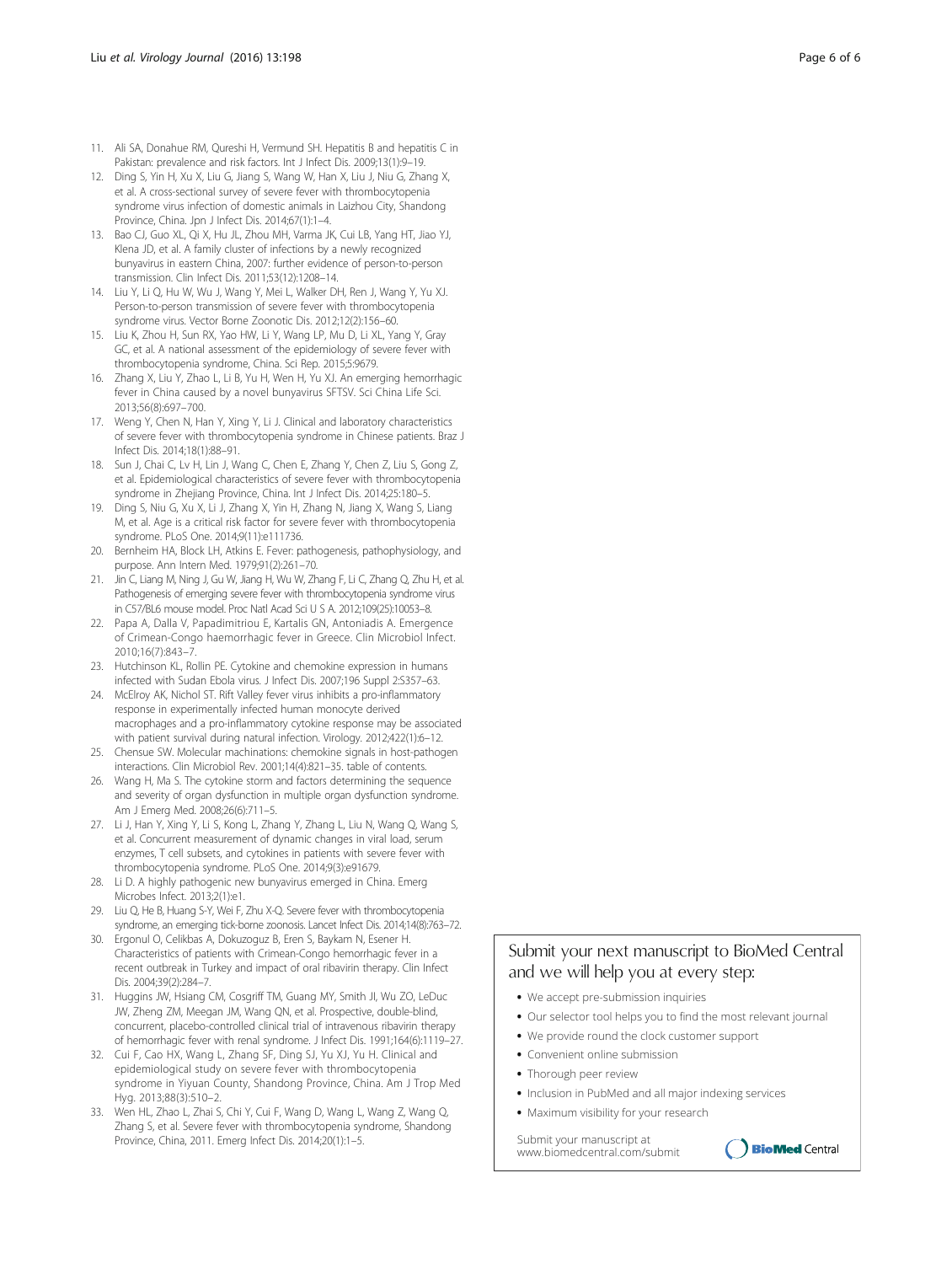11. Ali SA, Donahue RM, Qureshi H, Vermund SH. Hepatitis B and hepatitis C in Pakistan: prevalence and risk factors. Int J Infect Dis. 2009;13(1):9–19.
12. Ding S, Yin H, Xu X, Liu G, Jiang S, Wang W, Han X, Liu J, Niu G, Zhang X, et al. A cross-sectional survey of severe fever with thrombocytopenia syndrome virus infection of domestic animals in Laizhou City, Shandong Province, China. Jpn J Infect Dis. 2014;67(1):1–4.
13. Bao CJ, Guo XL, Qi X, Hu JL, Zhou MH, Varma JK, Cui LB, Yang HT, Jiao YJ, Klena JD, et al. A family cluster of infections by a newly recognized bunyavirus in eastern China, 2007: further evidence of person-to-person transmission. Clin Infect Dis. 2011;53(12):1208–14.
14. Liu Y, Li Q, Hu W, Wu J, Wang Y, Mei L, Walker DH, Ren J, Wang Y, Yu XJ. Person-to-person transmission of severe fever with thrombocytopenia syndrome virus. Vector Borne Zoonotic Dis. 2012;12(2):156–60.
15. Liu K, Zhou H, Sun RX, Yao HW, Li Y, Wang LP, Mu D, Li XL, Yang Y, Gray GC, et al. A national assessment of the epidemiology of severe fever with thrombocytopenia syndrome, China. Sci Rep. 2015;5:9679.
16. Zhang X, Liu Y, Zhao L, Li B, Yu H, Wen H, Yu XJ. An emerging hemorrhagic fever in China caused by a novel bunyavirus SFTSV. Sci China Life Sci. 2013;56(8):697–700.
17. Weng Y, Chen N, Han Y, Xing Y, Li J. Clinical and laboratory characteristics of severe fever with thrombocytopenia syndrome in Chinese patients. Braz J Infect Dis. 2014;18(1):88–91.
18. Sun J, Chai C, Lv H, Lin J, Wang C, Chen E, Zhang Y, Chen Z, Liu S, Gong Z, et al. Epidemiological characteristics of severe fever with thrombocytopenia syndrome in Zhejiang Province, China. Int J Infect Dis. 2014;25:180–5.
19. Ding S, Niu G, Xu X, Li J, Zhang X, Yin H, Zhang N, Jiang X, Wang S, Liang M, et al. Age is a critical risk factor for severe fever with thrombocytopenia syndrome. PLoS One. 2014;9(11):e111736.
20. Bernheim HA, Block LH, Atkins E. Fever: pathogenesis, pathophysiology, and purpose. Ann Intern Med. 1979;91(2):261–70.
21. Jin C, Liang M, Ning J, Gu W, Jiang H, Wu W, Zhang F, Li C, Zhang Q, Zhu H, et al. Pathogenesis of emerging severe fever with thrombocytopenia syndrome virus in C57/BL6 mouse model. Proc Natl Acad Sci U S A. 2012;109(25):10053–8.
22. Papa A, Dalla V, Papadimitriou E, Kartalis GN, Antoniadis A. Emergence of Crimean-Congo haemorrhagic fever in Greece. Clin Microbiol Infect. 2010;16(7):843–7.
23. Hutchinson KL, Rollin PE. Cytokine and chemokine expression in humans infected with Sudan Ebola virus. J Infect Dis. 2007;196 Suppl 2:S357–63.
24. McElroy AK, Nichol ST. Rift Valley fever virus inhibits a pro-inflammatory response in experimentally infected human monocyte derived macrophages and a pro-inflammatory cytokine response may be associated with patient survival during natural infection. Virology. 2012;422(1):6–12.
25. Chensue SW. Molecular machinations: chemokine signals in host-pathogen interactions. Clin Microbiol Rev. 2001;14(4):821–35. table of contents.
26. Wang H, Ma S. The cytokine storm and factors determining the sequence and severity of organ dysfunction in multiple organ dysfunction syndrome. Am J Emerg Med. 2008;26(6):711–5.
27. Li J, Han Y, Xing Y, Li S, Kong L, Zhang Y, Zhang L, Liu N, Wang Q, Wang S, et al. Concurrent measurement of dynamic changes in viral load, serum enzymes, T cell subsets, and cytokines in patients with severe fever with thrombocytopenia syndrome. PLoS One. 2014;9(3):e91679.
28. Li D. A highly pathogenic new bunyavirus emerged in China. Emerg Microbes Infect. 2013;2(1):e1.
29. Liu Q, He B, Huang S-Y, Wei F, Zhu X-Q. Severe fever with thrombocytopenia syndrome, an emerging tick-borne zoonosis. Lancet Infect Dis. 2014;14(8):763–72.
30. Ergonul O, Celikbas A, Dokuzoguz B, Eren S, Baykam N, Esener H. Characteristics of patients with Crimean-Congo hemorrhagic fever in a recent outbreak in Turkey and impact of oral ribavirin therapy. Clin Infect Dis. 2004;39(2):284–7.
31. Huggins JW, Hsiang CM, Cosgriff TM, Guang MY, Smith JI, Wu ZO, LeDuc JW, Zheng ZM, Meegan JM, Wang QN, et al. Prospective, double-blind, concurrent, placebo-controlled clinical trial of intravenous ribavirin therapy of hemorrhagic fever with renal syndrome. J Infect Dis. 1991;164(6):1119–27.
32. Cui F, Cao HX, Wang L, Zhang SF, Ding SJ, Yu XJ, Yu H. Clinical and epidemiological study on severe fever with thrombocytopenia syndrome in Yiyuan County, Shandong Province, China. Am J Trop Med Hyg. 2013;88(3):510–2.
33. Wen HL, Zhao L, Zhai S, Chi Y, Cui F, Wang D, Wang L, Wang Z, Wang Q, Zhang S, et al. Severe fever with thrombocytopenia syndrome, Shandong Province, China, 2011. Emerg Infect Dis. 2014;20(1):1–5.

Submit your next manuscript to BioMed Central and we will help you at every step:

- We accept pre-submission inquiries
- Our selector tool helps you to find the most relevant journal
- We provide round the clock customer support
- Convenient online submission
- Thorough peer review
- Inclusion in PubMed and all major indexing services
- Maximum visibility for your research

Submit your manuscript at www.biomedcentral.com/submit

BioMed Central